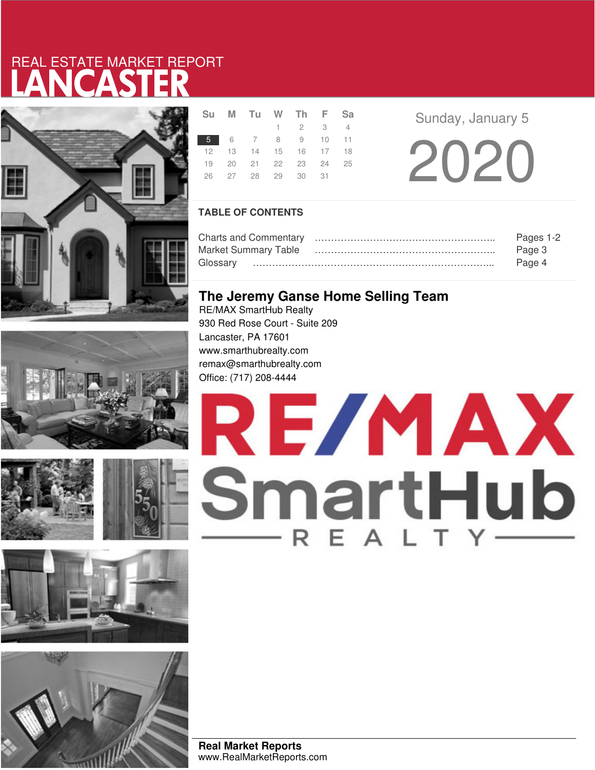REAL ESTATE MARKET REPORT

# LANCASTER

| Su | M | Tu | W | Th | F | Sa |
|---|---|---|---|---|---|---|
| | | | 1 | 2 | 3 | 4 |
| 5 | 6 | 7 | 8 | 9 | 10 | 11 |
| 12 | 13 | 14 | 15 | 16 | 17 | 18 |
| 19 | 20 | 21 | 22 | 23 | 24 | 25 |
| 26 | 27 | 28 | 29 | 30 | 31 | |

Sunday, January 5

2020

## TABLE OF CONTENTS

Charts and Commentary ………………………………………………….. Pages 1-2

Market Summary Table ………………………………………………….. Page 3

Glossary ………………………………………………………………….. Page 4

## The Jeremy Ganse Home Selling Team

RE/MAX SmartHub Realty
930 Red Rose Court - Suite 209
Lancaster, PA 17601
www.smarthubrealty.com
remax@smarthubrealty.com
Office: (717) 208-4444

RE/MAX SmartHub REALTY

**Real Market Reports**
www.RealMarketReports.com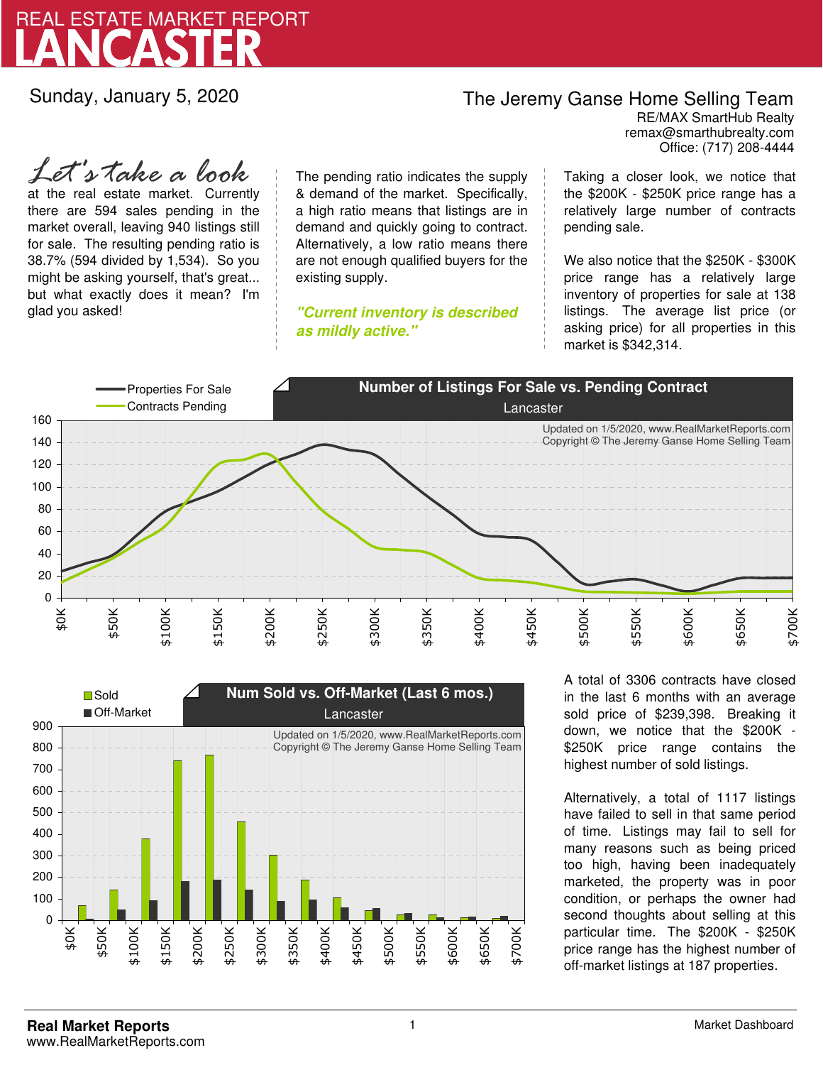# REAL ESTATE MARKET REPORT
# LANCASTER

Sunday, January 5, 2020

**The Jeremy Ganse Home Selling Team**
RE/MAX SmartHub Realty
remax@smarthubrealty.com
Office: (717) 208-4444

*Let's take a look* at the real estate market. Currently there are 594 sales pending in the market overall, leaving 940 listings still for sale. The resulting pending ratio is 38.7% (594 divided by 1,534). So you might be asking yourself, that's great... but what exactly does it mean? I'm glad you asked!

The pending ratio indicates the supply & demand of the market. Specifically, a high ratio means that listings are in demand and quickly going to contract. Alternatively, a low ratio means there are not enough qualified buyers for the existing supply.

***"Current inventory is described as mildly active."***

Taking a closer look, we notice that the $200K - $250K price range has a relatively large number of contracts pending sale.

We also notice that the $250K - $300K price range has a relatively large inventory of properties for sale at 138 listings. The average list price (or asking price) for all properties in this market is $342,314.

**Number of Listings For Sale vs. Pending Contract**
Lancaster

Properties For Sale / Contracts Pending

Updated on 1/5/2020, www.RealMarketReports.com
Copyright © The Jeremy Ganse Home Selling Team

**Num Sold vs. Off-Market (Last 6 mos.)**
Lancaster

Sold / Off-Market

Updated on 1/5/2020, www.RealMarketReports.com
Copyright © The Jeremy Ganse Home Selling Team

A total of 3306 contracts have closed in the last 6 months with an average sold price of $239,398. Breaking it down, we notice that the $200K - $250K price range contains the highest number of sold listings.

Alternatively, a total of 1117 listings have failed to sell in that same period of time. Listings may fail to sell for many reasons such as being priced too high, having been inadequately marketed, the property was in poor condition, or perhaps the owner had second thoughts about selling at this particular time. The $200K - $250K price range has the highest number of off-market listings at 187 properties.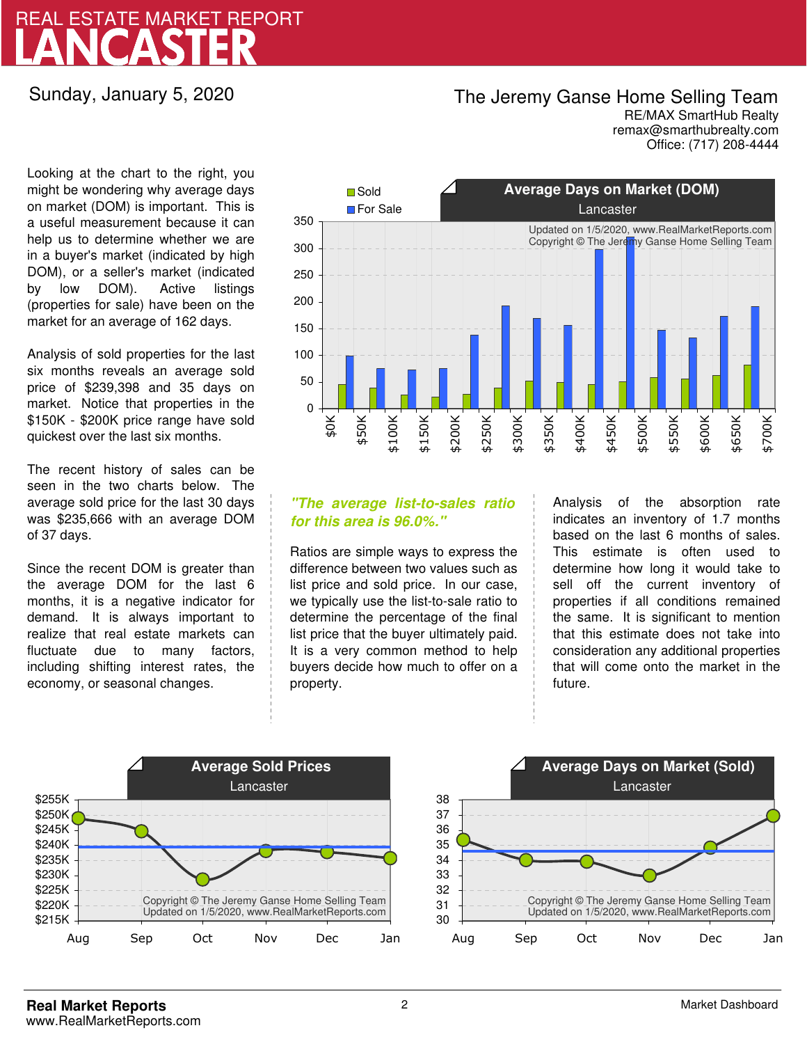# REAL ESTATE MARKET REPORT
# LANCASTER

Sunday, January 5, 2020

**The Jeremy Ganse Home Selling Team**
RE/MAX SmartHub Realty
remax@smarthubrealty.com
Office: (717) 208-4444

Looking at the chart to the right, you might be wondering why average days on market (DOM) is important. This is a useful measurement because it can help us to determine whether we are in a buyer's market (indicated by high DOM), or a seller's market (indicated by low DOM). Active listings (properties for sale) have been on the market for an average of 162 days.

Analysis of sold properties for the last six months reveals an average sold price of $239,398 and 35 days on market. Notice that properties in the $150K - $200K price range have sold quickest over the last six months.

The recent history of sales can be seen in the two charts below. The average sold price for the last 30 days was $235,666 with an average DOM of 37 days.

Since the recent DOM is greater than the average DOM for the last 6 months, it is a negative indicator for demand. It is always important to realize that real estate markets can fluctuate due to many factors, including shifting interest rates, the economy, or seasonal changes.

### Average Days on Market (DOM)
Lancaster

Updated on 1/5/2020, www.RealMarketReports.com
Copyright © The Jeremy Ganse Home Selling Team

***"The average list-to-sales ratio for this area is 96.0%."***

Ratios are simple ways to express the difference between two values such as list price and sold price. In our case, we typically use the list-to-sale ratio to determine the percentage of the final list price that the buyer ultimately paid. It is a very common method to help buyers decide how much to offer on a property.

Analysis of the absorption rate indicates an inventory of 1.7 months based on the last 6 months of sales. This estimate is often used to determine how long it would take to sell off the current inventory of properties if all conditions remained the same. It is significant to mention that this estimate does not take into consideration any additional properties that will come onto the market in the future.

### Average Sold Prices
Lancaster

Copyright © The Jeremy Ganse Home Selling Team
Updated on 1/5/2020, www.RealMarketReports.com

### Average Days on Market (Sold)
Lancaster

Copyright © The Jeremy Ganse Home Selling Team
Updated on 1/5/2020, www.RealMarketReports.com

**Real Market Reports**
www.RealMarketReports.com

Market Dashboard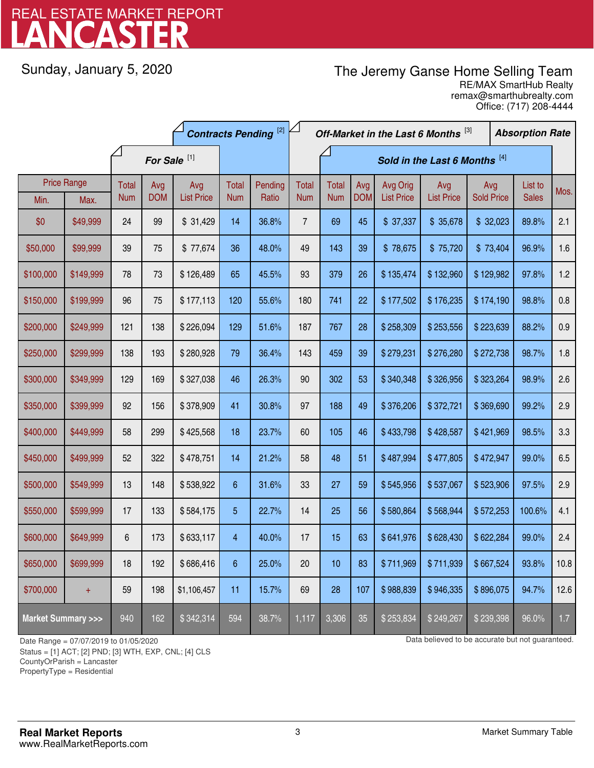# REAL ESTATE MARKET REPORT
# LANCASTER

Sunday, January 5, 2020

**The Jeremy Ganse Home Selling Team**
RE/MAX SmartHub Realty
remax@smarthubrealty.com
Office: (717) 208-4444

| Price Range | | For Sale [1] | | | Contracts Pending [2] | | Off-Market in the Last 6 Months [3] | Sold in the Last 6 Months [4] | | | | | | Absorption Rate |
|---|---|---|---|---|---|---|---|---|---|---|---|---|---|---|
| Min. | Max. | Total Num | Avg DOM | Avg List Price | Total Num | Pending Ratio | Total Num | Total Num | Avg DOM | Avg Orig List Price | Avg List Price | Avg Sold Price | List to Sales | Mos. |
| $0 | $49,999 | 24 | 99 | $ 31,429 | 14 | 36.8% | 7 | 69 | 45 | $ 37,337 | $ 35,678 | $ 32,023 | 89.8% | 2.1 |
| $50,000 | $99,999 | 39 | 75 | $ 77,674 | 36 | 48.0% | 49 | 143 | 39 | $ 78,675 | $ 75,720 | $ 73,404 | 96.9% | 1.6 |
| $100,000 | $149,999 | 78 | 73 | $ 126,489 | 65 | 45.5% | 93 | 379 | 26 | $ 135,474 | $ 132,960 | $ 129,982 | 97.8% | 1.2 |
| $150,000 | $199,999 | 96 | 75 | $ 177,113 | 120 | 55.6% | 180 | 741 | 22 | $ 177,502 | $ 176,235 | $ 174,190 | 98.8% | 0.8 |
| $200,000 | $249,999 | 121 | 138 | $ 226,094 | 129 | 51.6% | 187 | 767 | 28 | $ 258,309 | $ 253,556 | $ 223,639 | 88.2% | 0.9 |
| $250,000 | $299,999 | 138 | 193 | $ 280,928 | 79 | 36.4% | 143 | 459 | 39 | $ 279,231 | $ 276,280 | $ 272,738 | 98.7% | 1.8 |
| $300,000 | $349,999 | 129 | 169 | $ 327,038 | 46 | 26.3% | 90 | 302 | 53 | $ 340,348 | $ 326,956 | $ 323,264 | 98.9% | 2.6 |
| $350,000 | $399,999 | 92 | 156 | $ 378,909 | 41 | 30.8% | 97 | 188 | 49 | $ 376,206 | $ 372,721 | $ 369,690 | 99.2% | 2.9 |
| $400,000 | $449,999 | 58 | 299 | $ 425,568 | 18 | 23.7% | 60 | 105 | 46 | $ 433,798 | $ 428,587 | $ 421,969 | 98.5% | 3.3 |
| $450,000 | $499,999 | 52 | 322 | $ 478,751 | 14 | 21.2% | 58 | 48 | 51 | $ 487,994 | $ 477,805 | $ 472,947 | 99.0% | 6.5 |
| $500,000 | $549,999 | 13 | 148 | $ 538,922 | 6 | 31.6% | 33 | 27 | 59 | $ 545,956 | $ 537,067 | $ 523,906 | 97.5% | 2.9 |
| $550,000 | $599,999 | 17 | 133 | $ 584,175 | 5 | 22.7% | 14 | 25 | 56 | $ 580,864 | $ 568,944 | $ 572,253 | 100.6% | 4.1 |
| $600,000 | $649,999 | 6 | 173 | $ 633,117 | 4 | 40.0% | 17 | 15 | 63 | $ 641,976 | $ 628,430 | $ 622,284 | 99.0% | 2.4 |
| $650,000 | $699,999 | 18 | 192 | $ 686,416 | 6 | 25.0% | 20 | 10 | 83 | $ 711,969 | $ 711,939 | $ 667,524 | 93.8% | 10.8 |
| $700,000 | + | 59 | 198 | $1,106,457 | 11 | 15.7% | 69 | 28 | 107 | $ 988,839 | $ 946,335 | $ 896,075 | 94.7% | 12.6 |
| **Market Summary >>>** | | 940 | 162 | $ 342,314 | 594 | 38.7% | 1,117 | 3,306 | 35 | $ 253,834 | $ 249,267 | $ 239,398 | 96.0% | 1.7 |

Date Range = 07/07/2019 to 01/05/2020
Status = [1] ACT; [2] PND; [3] WTH, EXP, CNL; [4] CLS
CountyOrParish = Lancaster
PropertyType = Residential

Data believed to be accurate but not guaranteed.

**Real Market Reports**
www.RealMarketReports.com

Market Summary Table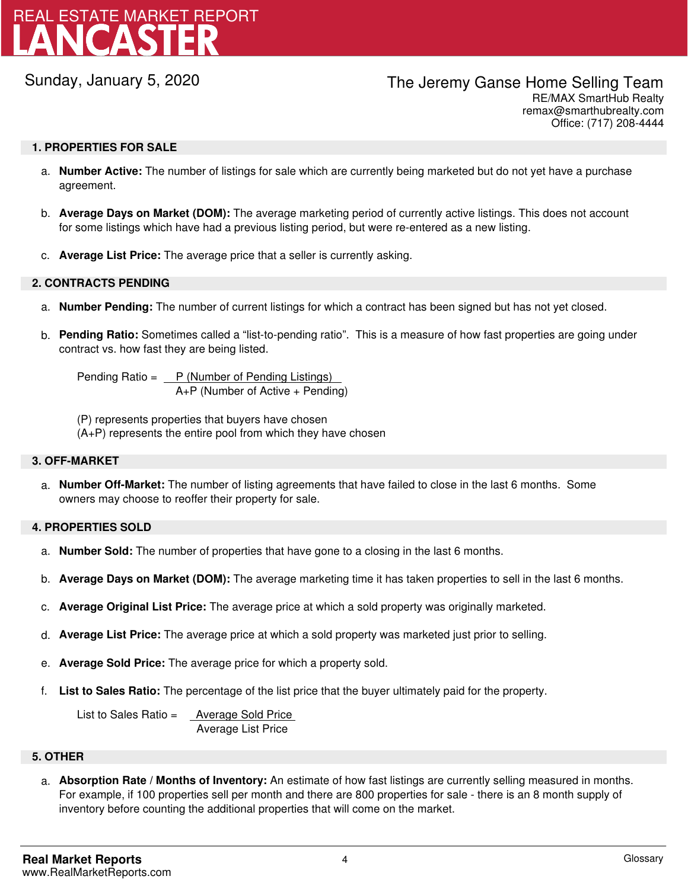# LANCASTER

REAL ESTATE MARKET REPORT

Sunday, January 5, 2020

**The Jeremy Ganse Home Selling Team**
RE/MAX SmartHub Realty
remax@smarthubrealty.com
Office: (717) 208-4444

## 1. PROPERTIES FOR SALE

a. **Number Active:** The number of listings for sale which are currently being marketed but do not yet have a purchase agreement.

b. **Average Days on Market (DOM):** The average marketing period of currently active listings. This does not account for some listings which have had a previous listing period, but were re-entered as a new listing.

c. **Average List Price:** The average price that a seller is currently asking.

## 2. CONTRACTS PENDING

a. **Number Pending:** The number of current listings for which a contract has been signed but has not yet closed.

b. **Pending Ratio:** Sometimes called a "list-to-pending ratio". This is a measure of how fast properties are going under contract vs. how fast they are being listed.

$$\text{Pending Ratio} = \frac{\text{P (Number of Pending Listings)}}{\text{A+P (Number of Active + Pending)}}$$

(P) represents properties that buyers have chosen
(A+P) represents the entire pool from which they have chosen

## 3. OFF-MARKET

a. **Number Off-Market:** The number of listing agreements that have failed to close in the last 6 months. Some owners may choose to reoffer their property for sale.

## 4. PROPERTIES SOLD

a. **Number Sold:** The number of properties that have gone to a closing in the last 6 months.

b. **Average Days on Market (DOM):** The average marketing time it has taken properties to sell in the last 6 months.

c. **Average Original List Price:** The average price at which a sold property was originally marketed.

d. **Average List Price:** The average price at which a sold property was marketed just prior to selling.

e. **Average Sold Price:** The average price for which a property sold.

f. **List to Sales Ratio:** The percentage of the list price that the buyer ultimately paid for the property.

$$\text{List to Sales Ratio} = \frac{\text{Average Sold Price}}{\text{Average List Price}}$$

## 5. OTHER

a. **Absorption Rate / Months of Inventory:** An estimate of how fast listings are currently selling measured in months. For example, if 100 properties sell per month and there are 800 properties for sale - there is an 8 month supply of inventory before counting the additional properties that will come on the market.